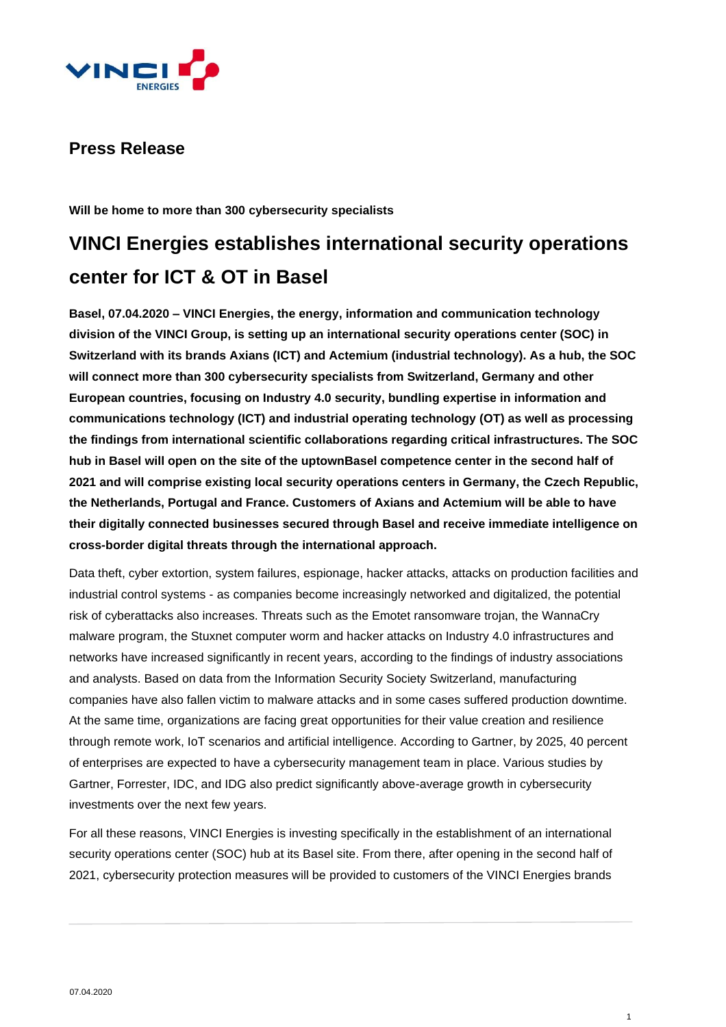## Press Release

**Will be home to more than 300 cybersecurity specialists**

# VINCI Energies establishes international security operations center for ICT & OT in Basel

**Basel, 07.04.2020 – VINCI Energies, the energy, information and communication technology division of the VINCI Group, is setting up an international security operations center (SOC) in Switzerland with its brands Axians (ICT) and Actemium (industrial technology). As a hub, the SOC will connect more than 300 cybersecurity specialists from Switzerland, Germany and other European countries, focusing on Industry 4.0 security, bundling expertise in information and communications technology (ICT) and industrial operating technology (OT) as well as processing the findings from international scientific collaborations regarding critical infrastructures. The SOC hub in Basel will open on the site of the uptownBasel competence center in the second half of 2021 and will comprise existing local security operations centers in Germany, the Czech Republic, the Netherlands, Portugal and France. Customers of Axians and Actemium will be able to have their digitally connected businesses secured through Basel and receive immediate intelligence on cross-border digital threats through the international approach.**

Data theft, cyber extortion, system failures, espionage, hacker attacks, attacks on production facilities and industrial control systems - as companies become increasingly networked and digitalized, the potential risk of cyberattacks also increases. Threats such as the Emotet ransomware trojan, the WannaCry malware program, the Stuxnet computer worm and hacker attacks on Industry 4.0 infrastructures and networks have increased significantly in recent years, according to the findings of industry associations and analysts. Based on data from the Information Security Society Switzerland, manufacturing companies have also fallen victim to malware attacks and in some cases suffered production downtime. At the same time, organizations are facing great opportunities for their value creation and resilience through remote work, IoT scenarios and artificial intelligence. According to Gartner, by 2025, 40 percent of enterprises are expected to have a cybersecurity management team in place. Various studies by Gartner, Forrester, IDC, and IDG also predict significantly above-average growth in cybersecurity investments over the next few years.

For all these reasons, VINCI Energies is investing specifically in the establishment of an international security operations center (SOC) hub at its Basel site. From there, after opening in the second half of 2021, cybersecurity protection measures will be provided to customers of the VINCI Energies brands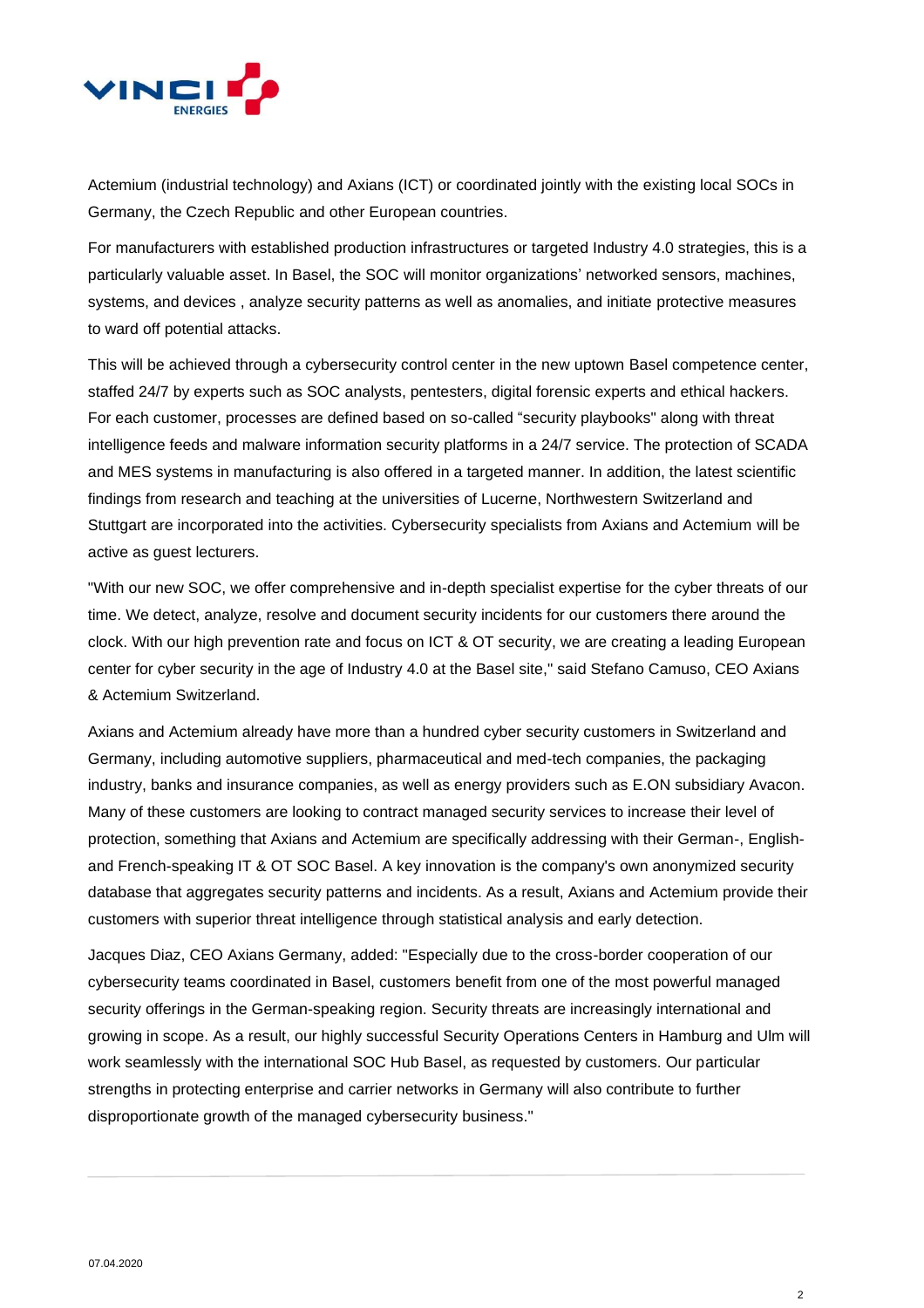Actemium (industrial technology) and Axians (ICT) or coordinated jointly with the existing local SOCs in Germany, the Czech Republic and other European countries.

For manufacturers with established production infrastructures or targeted Industry 4.0 strategies, this is a particularly valuable asset. In Basel, the SOC will monitor organizations' networked sensors, machines, systems, and devices , analyze security patterns as well as anomalies, and initiate protective measures to ward off potential attacks.

This will be achieved through a cybersecurity control center in the new uptown Basel competence center, staffed 24/7 by experts such as SOC analysts, pentesters, digital forensic experts and ethical hackers. For each customer, processes are defined based on so-called "security playbooks" along with threat intelligence feeds and malware information security platforms in a 24/7 service. The protection of SCADA and MES systems in manufacturing is also offered in a targeted manner. In addition, the latest scientific findings from research and teaching at the universities of Lucerne, Northwestern Switzerland and Stuttgart are incorporated into the activities. Cybersecurity specialists from Axians and Actemium will be active as guest lecturers.

"With our new SOC, we offer comprehensive and in-depth specialist expertise for the cyber threats of our time. We detect, analyze, resolve and document security incidents for our customers there around the clock. With our high prevention rate and focus on ICT & OT security, we are creating a leading European center for cyber security in the age of Industry 4.0 at the Basel site," said Stefano Camuso, CEO Axians & Actemium Switzerland.

Axians and Actemium already have more than a hundred cyber security customers in Switzerland and Germany, including automotive suppliers, pharmaceutical and med-tech companies, the packaging industry, banks and insurance companies, as well as energy providers such as E.ON subsidiary Avacon. Many of these customers are looking to contract managed security services to increase their level of protection, something that Axians and Actemium are specifically addressing with their German-, English- and French-speaking IT & OT SOC Basel. A key innovation is the company's own anonymized security database that aggregates security patterns and incidents. As a result, Axians and Actemium provide their customers with superior threat intelligence through statistical analysis and early detection.

Jacques Diaz, CEO Axians Germany, added: "Especially due to the cross-border cooperation of our cybersecurity teams coordinated in Basel, customers benefit from one of the most powerful managed security offerings in the German-speaking region. Security threats are increasingly international and growing in scope. As a result, our highly successful Security Operations Centers in Hamburg and Ulm will work seamlessly with the international SOC Hub Basel, as requested by customers. Our particular strengths in protecting enterprise and carrier networks in Germany will also contribute to further disproportionate growth of the managed cybersecurity business."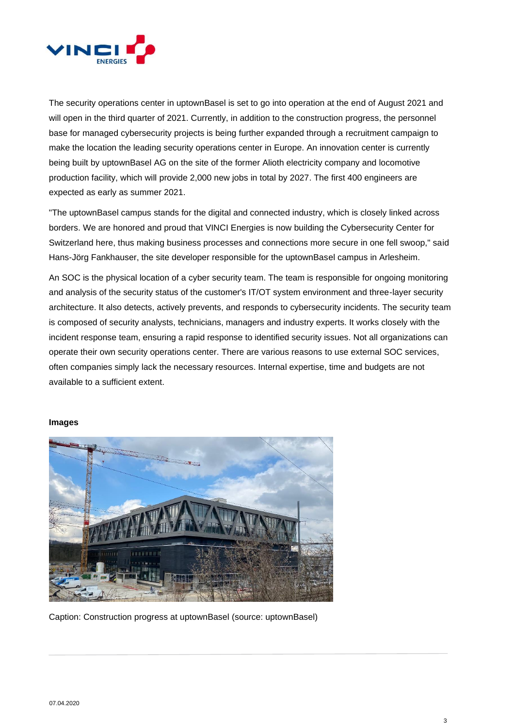The security operations center in uptownBasel is set to go into operation at the end of August 2021 and will open in the third quarter of 2021. Currently, in addition to the construction progress, the personnel base for managed cybersecurity projects is being further expanded through a recruitment campaign to make the location the leading security operations center in Europe. An innovation center is currently being built by uptownBasel AG on the site of the former Alioth electricity company and locomotive production facility, which will provide 2,000 new jobs in total by 2027. The first 400 engineers are expected as early as summer 2021.

"The uptownBasel campus stands for the digital and connected industry, which is closely linked across borders. We are honored and proud that VINCI Energies is now building the Cybersecurity Center for Switzerland here, thus making business processes and connections more secure in one fell swoop," said Hans-Jörg Fankhauser, the site developer responsible for the uptownBasel campus in Arlesheim.

An SOC is the physical location of a cyber security team. The team is responsible for ongoing monitoring and analysis of the security status of the customer's IT/OT system environment and three-layer security architecture. It also detects, actively prevents, and responds to cybersecurity incidents. The security team is composed of security analysts, technicians, managers and industry experts. It works closely with the incident response team, ensuring a rapid response to identified security issues. Not all organizations can operate their own security operations center. There are various reasons to use external SOC services, often companies simply lack the necessary resources. Internal expertise, time and budgets are not available to a sufficient extent.

**Images**

Caption: Construction progress at uptownBasel (source: uptownBasel)

07.04.2020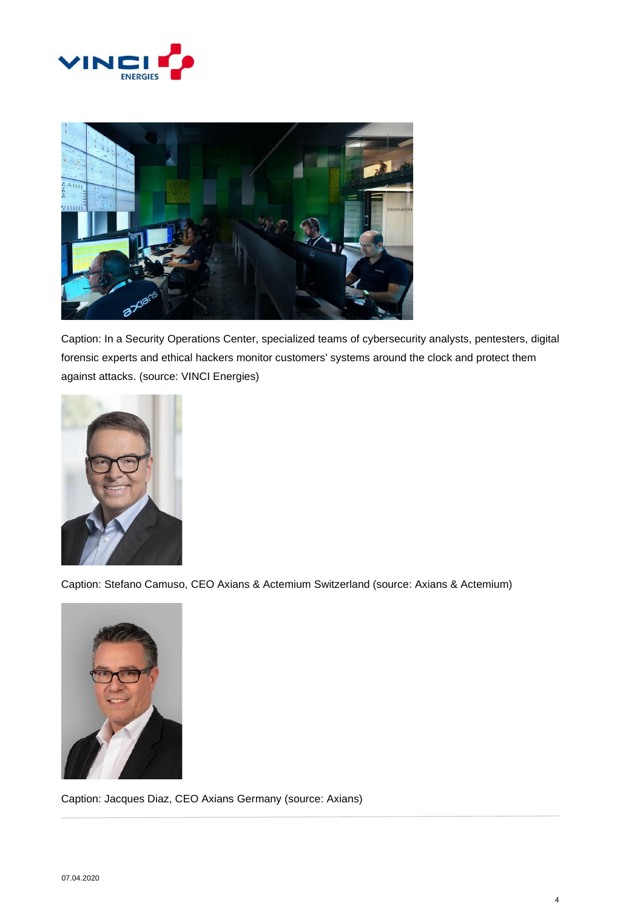Caption: In a Security Operations Center, specialized teams of cybersecurity analysts, pentesters, digital forensic experts and ethical hackers monitor customers' systems around the clock and protect them against attacks. (source: VINCI Energies)

Caption: Stefano Camuso, CEO Axians & Actemium Switzerland (source: Axians & Actemium)

Caption: Jacques Diaz, CEO Axians Germany (source: Axians)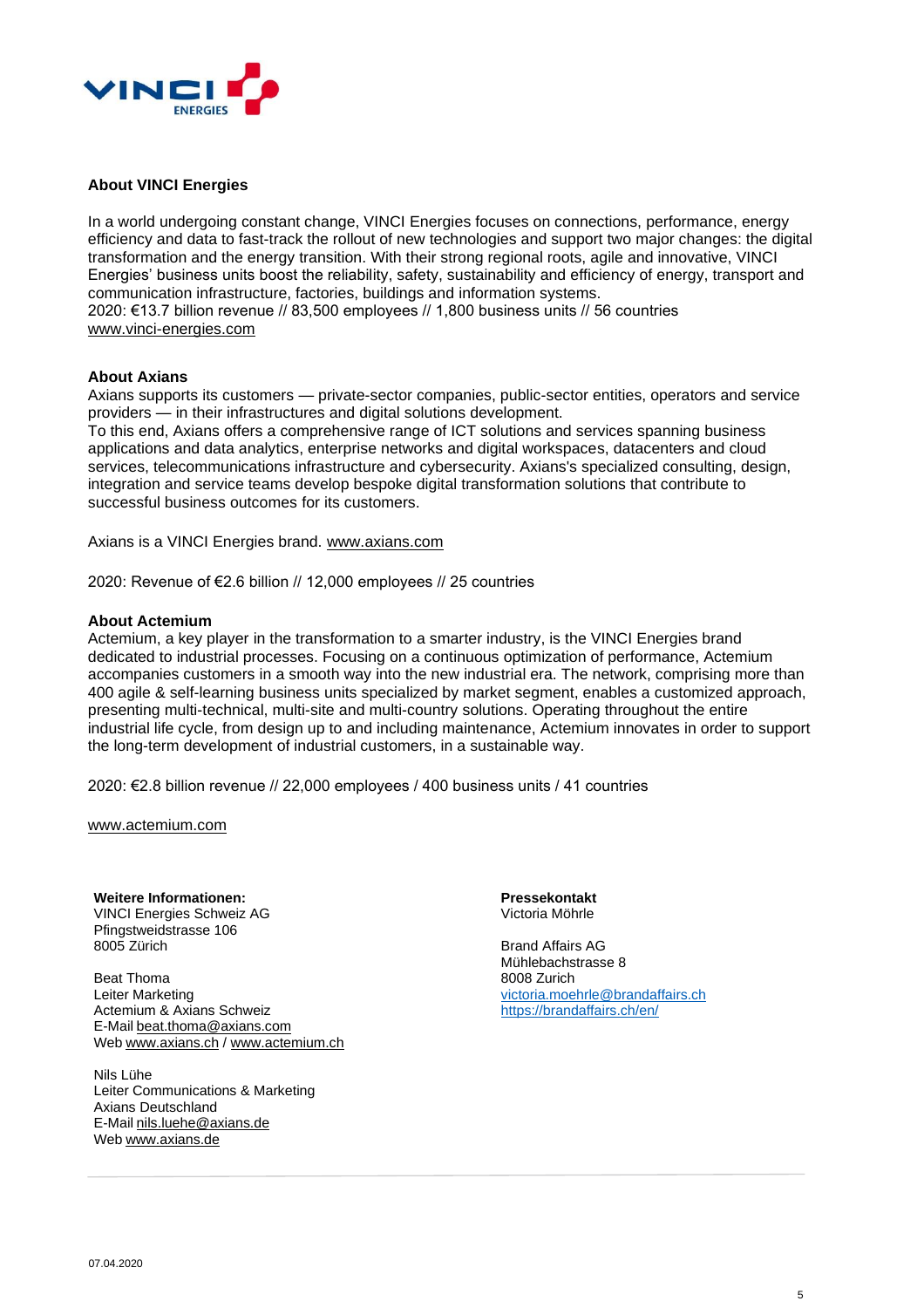### About VINCI Energies

In a world undergoing constant change, VINCI Energies focuses on connections, performance, energy efficiency and data to fast-track the rollout of new technologies and support two major changes: the digital transformation and the energy transition. With their strong regional roots, agile and innovative, VINCI Energies' business units boost the reliability, safety, sustainability and efficiency of energy, transport and communication infrastructure, factories, buildings and information systems.
2020: €13.7 billion revenue // 83,500 employees // 1,800 business units // 56 countries
www.vinci-energies.com

### About Axians

Axians supports its customers — private-sector companies, public-sector entities, operators and service providers — in their infrastructures and digital solutions development.
To this end, Axians offers a comprehensive range of ICT solutions and services spanning business applications and data analytics, enterprise networks and digital workspaces, datacenters and cloud services, telecommunications infrastructure and cybersecurity. Axians's specialized consulting, design, integration and service teams develop bespoke digital transformation solutions that contribute to successful business outcomes for its customers.

Axians is a VINCI Energies brand. www.axians.com

2020: Revenue of €2.6 billion // 12,000 employees // 25 countries

### About Actemium

Actemium, a key player in the transformation to a smarter industry, is the VINCI Energies brand dedicated to industrial processes. Focusing on a continuous optimization of performance, Actemium accompanies customers in a smooth way into the new industrial era. The network, comprising more than 400 agile & self-learning business units specialized by market segment, enables a customized approach, presenting multi-technical, multi-site and multi-country solutions. Operating throughout the entire industrial life cycle, from design up to and including maintenance, Actemium innovates in order to support the long-term development of industrial customers, in a sustainable way.

2020: €2.8 billion revenue // 22,000 employees / 400 business units / 41 countries

www.actemium.com

**Weitere Informationen:**
VINCI Energies Schweiz AG
Pfingstweidstrasse 106
8005 Zürich

Beat Thoma
Leiter Marketing
Actemium & Axians Schweiz
E-Mail beat.thoma@axians.com
Web www.axians.ch / www.actemium.ch

Nils Lühe
Leiter Communications & Marketing
Axians Deutschland
E-Mail nils.luehe@axians.de
Web www.axians.de

**Pressekontakt**
Victoria Möhrle

Brand Affairs AG
Mühlebachstrasse 8
8008 Zurich
victoria.moehrle@brandaffairs.ch
https://brandaffairs.ch/en/

07.04.2020